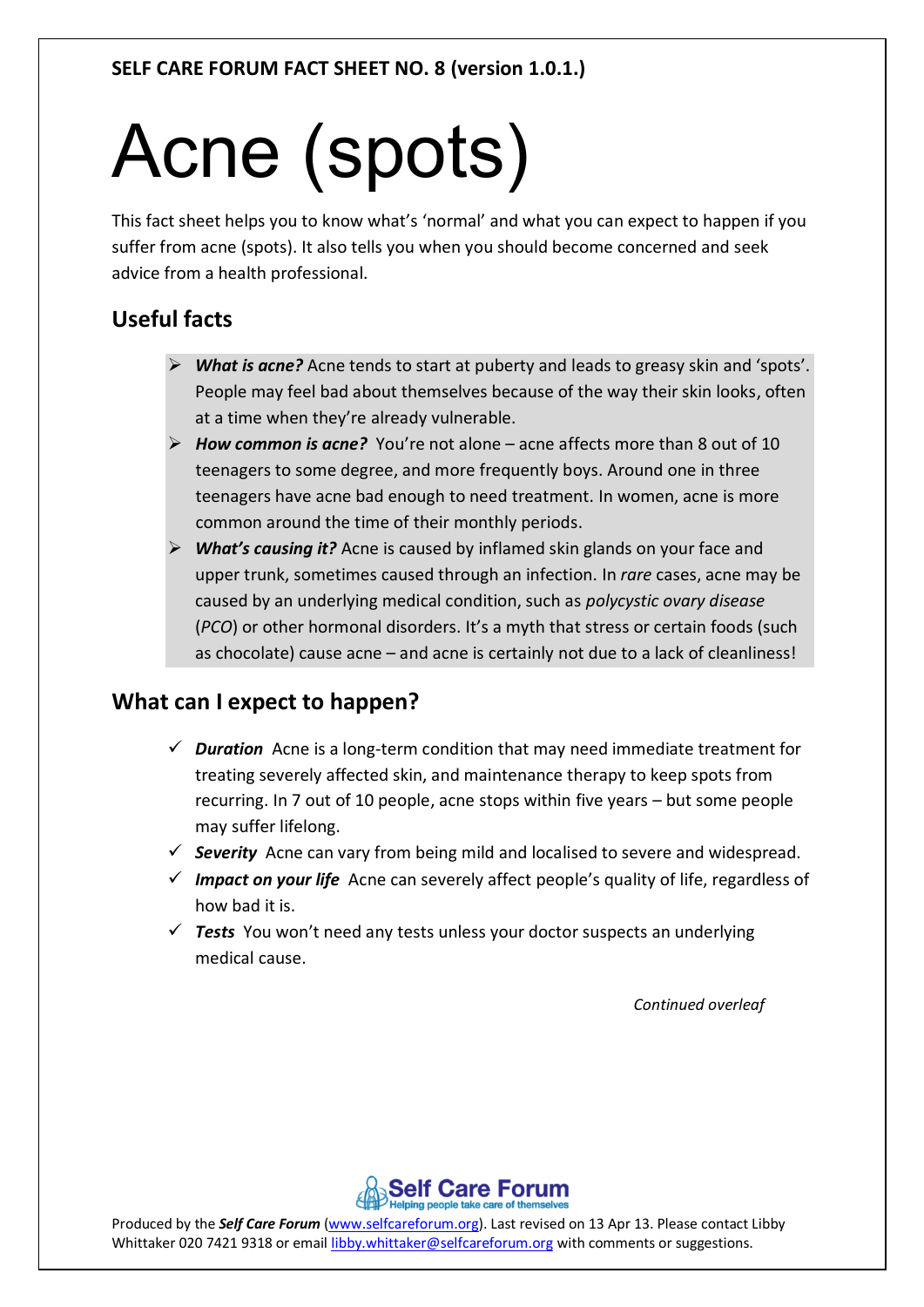**SELF CARE FORUM FACT SHEET NO. 8 (version 1.0.1.)**

# Acne (spots)

This fact sheet helps you to know what's 'normal' and what you can expect to happen if you suffer from acne (spots). It also tells you when you should become concerned and seek advice from a health professional.

## Useful facts

- ***What is acne?*** Acne tends to start at puberty and leads to greasy skin and 'spots'. People may feel bad about themselves because of the way their skin looks, often at a time when they're already vulnerable.
- ***How common is acne?*** You're not alone – acne affects more than 8 out of 10 teenagers to some degree, and more frequently boys. Around one in three teenagers have acne bad enough to need treatment. In women, acne is more common around the time of their monthly periods.
- ***What's causing it?*** Acne is caused by inflamed skin glands on your face and upper trunk, sometimes caused through an infection. In *rare* cases, acne may be caused by an underlying medical condition, such as *polycystic ovary disease* (*PCO*) or other hormonal disorders. It's a myth that stress or certain foods (such as chocolate) cause acne – and acne is certainly not due to a lack of cleanliness!

## What can I expect to happen?

- ✓ ***Duration*** Acne is a long-term condition that may need immediate treatment for treating severely affected skin, and maintenance therapy to keep spots from recurring. In 7 out of 10 people, acne stops within five years – but some people may suffer lifelong.
- ✓ ***Severity*** Acne can vary from being mild and localised to severe and widespread.
- ✓ ***Impact on your life*** Acne can severely affect people's quality of life, regardless of how bad it is.
- ✓ ***Tests*** You won't need any tests unless your doctor suspects an underlying medical cause.

*Continued overleaf*

Self Care Forum – Helping people take care of themselves

Produced by the ***Self Care Forum*** (www.selfcareforum.org). Last revised on 13 Apr 13. Please contact Libby Whittaker 020 7421 9318 or email libby.whittaker@selfcareforum.org with comments or suggestions.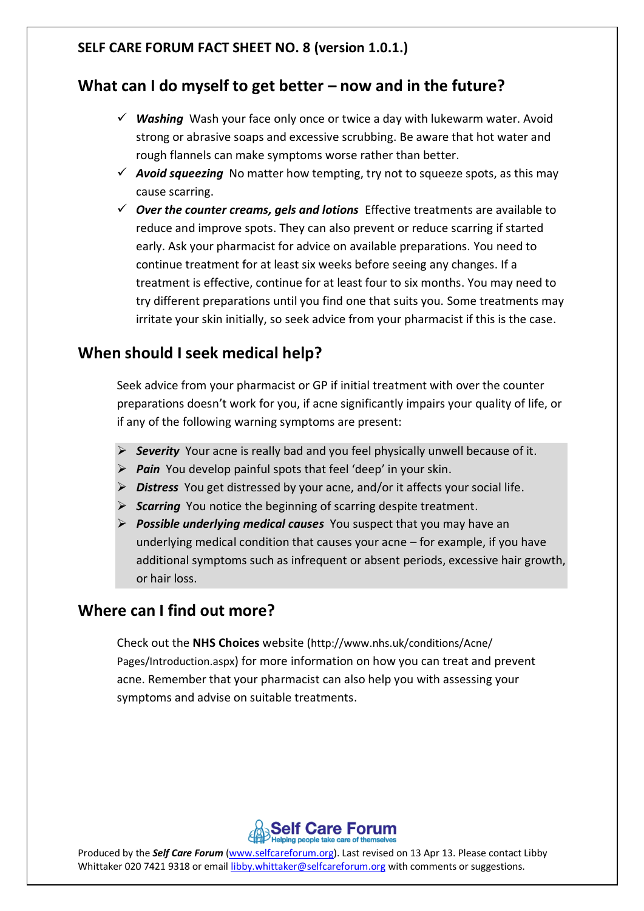**SELF CARE FORUM FACT SHEET NO. 8 (version 1.0.1.)**

## What can I do myself to get better – now and in the future?

- ✓ ***Washing*** Wash your face only once or twice a day with lukewarm water. Avoid strong or abrasive soaps and excessive scrubbing. Be aware that hot water and rough flannels can make symptoms worse rather than better.
- ✓ ***Avoid squeezing*** No matter how tempting, try not to squeeze spots, as this may cause scarring.
- ✓ ***Over the counter creams, gels and lotions*** Effective treatments are available to reduce and improve spots. They can also prevent or reduce scarring if started early. Ask your pharmacist for advice on available preparations. You need to continue treatment for at least six weeks before seeing any changes. If a treatment is effective, continue for at least four to six months. You may need to try different preparations until you find one that suits you. Some treatments may irritate your skin initially, so seek advice from your pharmacist if this is the case.

## When should I seek medical help?

Seek advice from your pharmacist or GP if initial treatment with over the counter preparations doesn't work for you, if acne significantly impairs your quality of life, or if any of the following warning symptoms are present:

- ***Severity*** Your acne is really bad and you feel physically unwell because of it.
- ***Pain*** You develop painful spots that feel 'deep' in your skin.
- ***Distress*** You get distressed by your acne, and/or it affects your social life.
- ***Scarring*** You notice the beginning of scarring despite treatment.
- ***Possible underlying medical causes*** You suspect that you may have an underlying medical condition that causes your acne – for example, if you have additional symptoms such as infrequent or absent periods, excessive hair growth, or hair loss.

## Where can I find out more?

Check out the **NHS Choices** website (http://www.nhs.uk/conditions/Acne/Pages/Introduction.aspx) for more information on how you can treat and prevent acne. Remember that your pharmacist can also help you with assessing your symptoms and advise on suitable treatments.

Self Care Forum
Helping people take care of themselves

Produced by the ***Self Care Forum*** (www.selfcareforum.org). Last revised on 13 Apr 13. Please contact Libby Whittaker 020 7421 9318 or email libby.whittaker@selfcareforum.org with comments or suggestions.